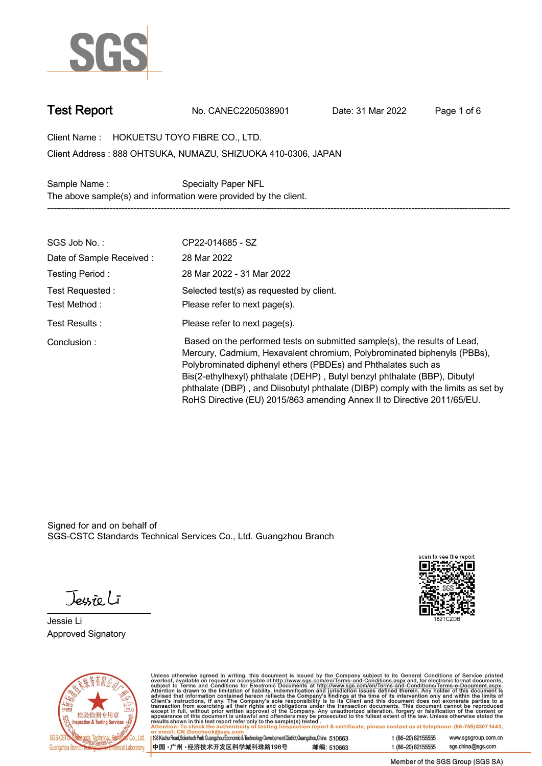# Test Report

No. CANEC2205038901 Date: 31 Mar 2022

Client Name : HOKUETSU TOYO FIBRE CO., LTD.

Client Address : 888 OHTSUKA, NUMAZU, SHIZUOKA 410-0306, JAPAN

Sample Name : Specialty Paper NFL

The above sample(s) and information were provided by the client.

---

| | |
|---|---|
| SGS Job No. : | CP22-014685 - SZ |
| Date of Sample Received : | 28 Mar 2022 |
| Testing Period : | 28 Mar 2022 - 31 Mar 2022 |
| Test Requested : | Selected test(s) as requested by client. |
| Test Method : | Please refer to next page(s). |
| Test Results : | Please refer to next page(s). |
| Conclusion : | Based on the performed tests on submitted sample(s), the results of Lead, Mercury, Cadmium, Hexavalent chromium, Polybrominated biphenyls (PBBs), Polybrominated diphenyl ethers (PBDEs) and Phthalates such as Bis(2-ethylhexyl) phthalate (DEHP) , Butyl benzyl phthalate (BBP), Dibutyl phthalate (DBP) , and Diisobutyl phthalate (DIBP) comply with the limits as set by RoHS Directive (EU) 2015/863 amending Annex II to Directive 2011/65/EU. |

Signed for and on behalf of
SGS-CSTC Standards Technical Services Co., Ltd. Guangzhou Branch

Jessie Li
Approved Signatory

scan to see the report
1821C2DB

Unless otherwise agreed in writing, this document is issued by the Company subject to its General Conditions of Service printed overleaf, available on request or accessible at http://www.sgs.com/en/Terms-and-Conditions.aspx and, for electronic format documents, subject to Terms and Conditions for Electronic Documents at http://www.sgs.com/en/Terms-and-Conditions/Terms-e-Document.aspx. Attention is drawn to the limitation of liability, indemnification and jurisdiction issues defined therein. Any holder of this document is advised that information contained hereon reflects the Company's findings at the time of its intervention only and within the limits of Client's instructions, if any. The Company's sole responsibility is to its Client and this document does not exonerate parties to a transaction from exercising all their rights and obligations under the transaction documents. This document cannot be reproduced except in full, without prior written approval of the Company. Any unauthorized alteration, forgery or falsification of the content or appearance of this document is unlawful and offenders may be prosecuted to the fullest extent of the law. Unless otherwise stated the results shown in this test report refer only to the sample(s) tested .

Attention: To check the authenticity of testing /inspection report & certificate, please contact us at telephone: (86-755) 8307 1443, or email: CN.Doccheck@sgs.com

198 Kezhu Road,Scientech Park Guangzhou Economic & Technology Development District,Guangzhou,China 510663 t (86–20) 82155555 www.sgsgroup.com.cn

中国 ·广州 ·经济技术开发区科学城科珠路198号 邮编: 510663 t (86–20) 82155555 sgs.china@sgs.com

Member of the SGS Group (SGS SA)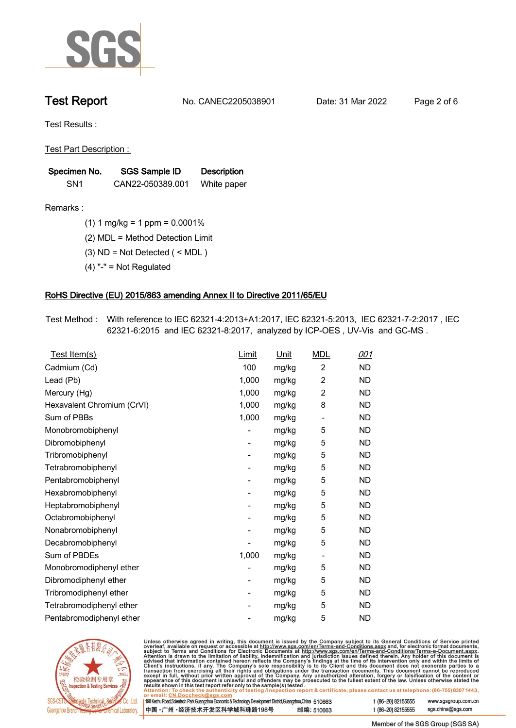## Test Report

No. CANEC2205038901 Date: 31 Mar 2022

Test Results :

Test Part Description :

| Specimen No. | SGS Sample ID | Description |
|---|---|---|
| SN1 | CAN22-050389.001 | White paper |

Remarks :

(1) 1 mg/kg = 1 ppm = 0.0001%

(2) MDL = Method Detection Limit

(3) ND = Not Detected ( < MDL )

(4) "-" = Not Regulated

### RoHS Directive (EU) 2015/863 amending Annex II to Directive 2011/65/EU

Test Method : With reference to IEC 62321-4:2013+A1:2017, IEC 62321-5:2013, IEC 62321-7-2:2017 , IEC 62321-6:2015 and IEC 62321-8:2017, analyzed by ICP-OES , UV-Vis and GC-MS .

| Test Item(s) | Limit | Unit | MDL | 001 |
|---|---|---|---|---|
| Cadmium (Cd) | 100 | mg/kg | 2 | ND |
| Lead (Pb) | 1,000 | mg/kg | 2 | ND |
| Mercury (Hg) | 1,000 | mg/kg | 2 | ND |
| Hexavalent Chromium (CrVI) | 1,000 | mg/kg | 8 | ND |
| Sum of PBBs | 1,000 | mg/kg | - | ND |
| Monobromobiphenyl | - | mg/kg | 5 | ND |
| Dibromobiphenyl | - | mg/kg | 5 | ND |
| Tribromobiphenyl | - | mg/kg | 5 | ND |
| Tetrabromobiphenyl | - | mg/kg | 5 | ND |
| Pentabromobiphenyl | - | mg/kg | 5 | ND |
| Hexabromobiphenyl | - | mg/kg | 5 | ND |
| Heptabromobiphenyl | - | mg/kg | 5 | ND |
| Octabromobiphenyl | - | mg/kg | 5 | ND |
| Nonabromobiphenyl | - | mg/kg | 5 | ND |
| Decabromobiphenyl | - | mg/kg | 5 | ND |
| Sum of PBDEs | 1,000 | mg/kg | - | ND |
| Monobromodiphenyl ether | - | mg/kg | 5 | ND |
| Dibromodiphenyl ether | - | mg/kg | 5 | ND |
| Tribromodiphenyl ether | - | mg/kg | 5 | ND |
| Tetrabromodiphenyl ether | - | mg/kg | 5 | ND |
| Pentabromodiphenyl ether | - | mg/kg | 5 | ND |

Unless otherwise agreed in writing, this document is issued by the Company subject to its General Conditions of Service printed overleaf, available on request or accessible at http://www.sgs.com/en/Terms-and-Conditions.aspx and, for electronic format documents, subject to Terms and Conditions for Electronic Documents at http://www.sgs.com/en/Terms-and-Conditions/Terms-e-Document.aspx. Attention is drawn to the limitation of liability, indemnification and jurisdiction issues defined therein. Any holder of this document is advised that information contained hereon reflects the Company's findings at the time of its intervention only and within the limits of Client's instructions, if any. The Company's sole responsibility is to its Client and this document does not exonerate parties to a transaction from exercising all their rights and obligations under the transaction documents. This document cannot be reproduced except in full, without prior written approval of the Company. Any unauthorized alteration, forgery or falsification of the content or appearance of this document is unlawful and offenders may be prosecuted to the fullest extent of the law. Unless otherwise stated the results shown in this test report refer only to the sample(s) tested .
Attention: To check the authenticity of testing /inspection report & certificate, please contact us at telephone: (86-755) 8307 1443, or email: CN.Doccheck@sgs.com

198 Kezhu Road,Scientech Park Guangzhou Economic & Technology Development District,Guangzhou,China 510663 t (86-20) 82155555 www.sgsgroup.com.cn
中国 ·广州 ·经济技术开发区科学城科珠路198号 邮编: 510663 t (86-20) 82155555 sgs.china@sgs.com

Member of the SGS Group (SGS SA)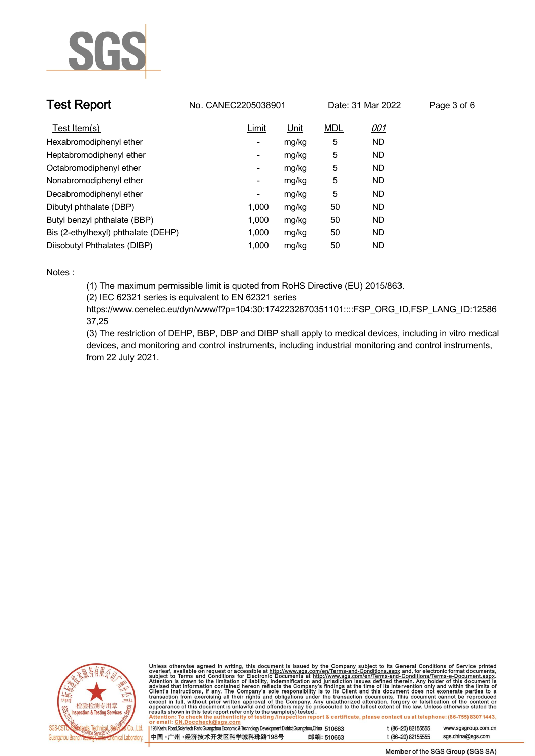| Test Item(s) | Limit | Unit | MDL | 001 |
|---|---|---|---|---|
| Hexabromodiphenyl ether | - | mg/kg | 5 | ND |
| Heptabromodiphenyl ether | - | mg/kg | 5 | ND |
| Octabromodiphenyl ether | - | mg/kg | 5 | ND |
| Nonabromodiphenyl ether | - | mg/kg | 5 | ND |
| Decabromodiphenyl ether | - | mg/kg | 5 | ND |
| Dibutyl phthalate (DBP) | 1,000 | mg/kg | 50 | ND |
| Butyl benzyl phthalate (BBP) | 1,000 | mg/kg | 50 | ND |
| Bis (2-ethylhexyl) phthalate (DEHP) | 1,000 | mg/kg | 50 | ND |
| Diisobutyl Phthalates (DIBP) | 1,000 | mg/kg | 50 | ND |

Notes :

(1) The maximum permissible limit is quoted from RoHS Directive (EU) 2015/863.

(2) IEC 62321 series is equivalent to EN 62321 series https://www.cenelec.eu/dyn/www/f?p=104:30:1742232870351101::::FSP_ORG_ID,FSP_LANG_ID:1258637,25

(3) The restriction of DEHP, BBP, DBP and DIBP shall apply to medical devices, including in vitro medical devices, and monitoring and control instruments, including industrial monitoring and control instruments, from 22 July 2021.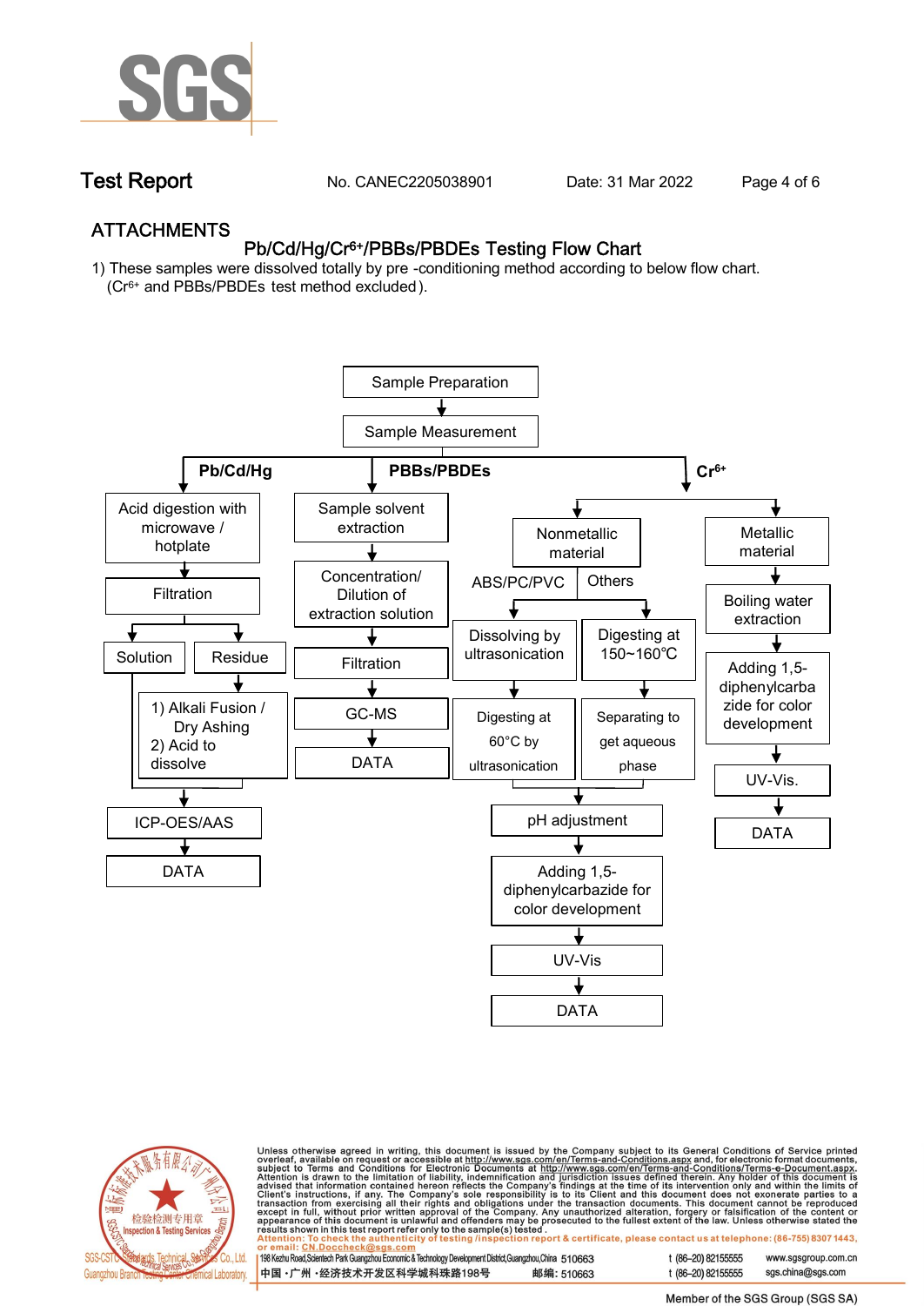## ATTACHMENTS

### Pb/Cd/Hg/$Cr^{6+}$/PBBs/PBDEs Testing Flow Chart

1) These samples were dissolved totally by pre -conditioning method according to below flow chart. ($Cr^{6+}$ and PBBs/PBDEs test method excluded).

Sample Preparation → Sample Measurement

**Pb/Cd/Hg**

- Acid digestion with microwave / hotplate → Filtration → Solution / Residue
  - Residue → 1) Alkali Fusion / Dry Ashing 2) Acid to dissolve
  - Solution and dissolved residue → ICP-OES/AAS → DATA

**PBBs/PBDEs**

- Sample solvent extraction → Concentration/ Dilution of extraction solution → Filtration → GC-MS → DATA

**$Cr^{6+}$**

- Nonmetallic material
  - ABS/PC/PVC → Dissolving by ultrasonication → Digesting at 60°C by ultrasonication
  - Others → Digesting at 150~160℃ → Separating to get aqueous phase
  - → pH adjustment → Adding 1,5-diphenylcarbazide for color development → UV-Vis → DATA
- Metallic material → Boiling water extraction → Adding 1,5-diphenylcarbazide for color development → UV-Vis. → DATA

Unless otherwise agreed in writing, this document is issued by the Company subject to its General Conditions of Service printed overleaf, available on request or accessible at http://www.sgs.com/en/Terms-and-Conditions.aspx and, for electronic format documents, subject to Terms and Conditions for Electronic Documents at http://www.sgs.com/en/Terms-and-Conditions/Terms-e-Document.aspx. Attention is drawn to the limitation of liability, indemnification and jurisdiction issues defined therein. Any holder of this document is advised that information contained hereon reflects the Company's findings at the time of its intervention only and within the limits of Client's instructions, if any. The Company's sole responsibility is to its Client and this document does not exonerate parties to a transaction from exercising all their rights and obligations under the transaction documents. This document cannot be reproduced except in full, without prior written approval of the Company. Any unauthorized alteration, forgery or falsification of the content or appearance of this document is unlawful and offenders may be prosecuted to the fullest extent of the law. Unless otherwise stated the results shown in this test report refer only to the sample(s) tested.

Attention: To check the authenticity of testing /inspection report & certificate, please contact us at telephone: (86-755) 8307 1443, or email: CN.Doccheck@sgs.com

198 Kezhu Road,Scientech Park Guangzhou Economic & Technology Development District,Guangzhou,China 510663 t (86–20) 82155555 www.sgsgroup.com.cn

中国 ·广州 ·经济技术开发区科学城科珠路198号 邮编: 510663 t (86–20) 82155555 sgs.china@sgs.com

Member of the SGS Group (SGS SA)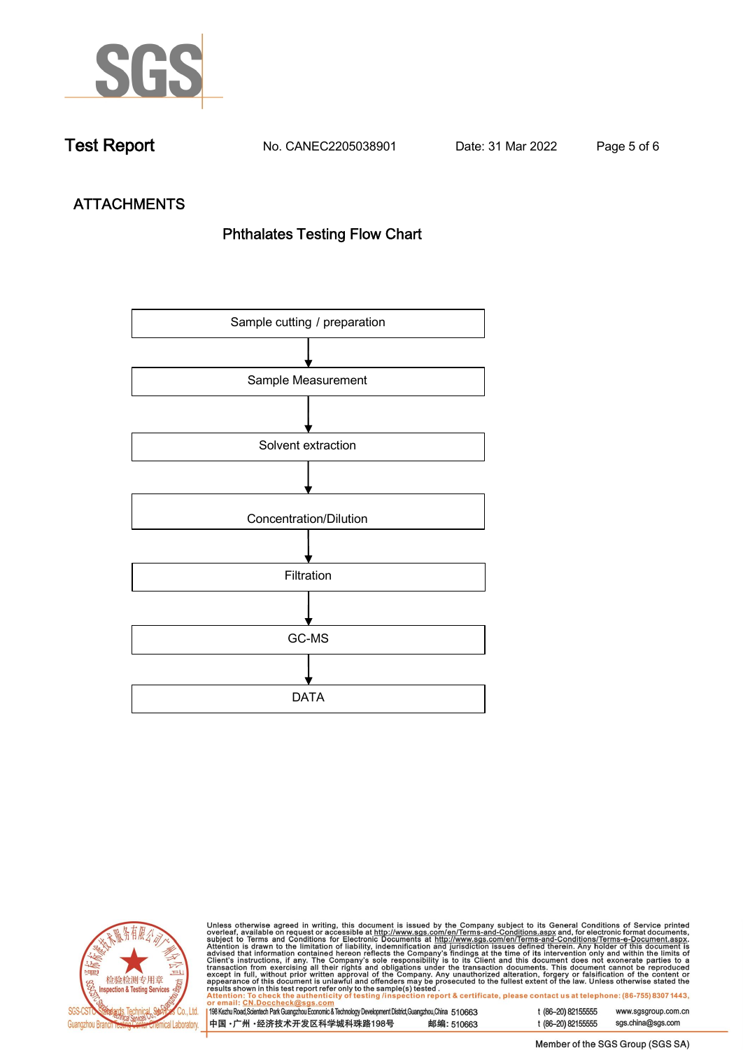# Test Report

No. CANEC2205038901 Date: 31 Mar 2022

## ATTACHMENTS

### Phthalates Testing Flow Chart

Sample cutting / preparation

↓

Sample Measurement

↓

Solvent extraction

↓

Concentration/Dilution

↓

Filtration

↓

GC-MS

↓

DATA

Unless otherwise agreed in writing, this document is issued by the Company subject to its General Conditions of Service printed overleaf, available on request or accessible at http://www.sgs.com/en/Terms-and-Conditions.aspx and, for electronic format documents, subject to Terms and Conditions for Electronic Documents at http://www.sgs.com/en/Terms-and-Conditions/Terms-e-Document.aspx. Attention is drawn to the limitation of liability, indemnification and jurisdiction issues defined therein. Any holder of this document is advised that information contained hereon reflects the Company's findings at the time of its intervention only and within the limits of Client's instructions, if any. The Company's sole responsibility is to its Client and this document does not exonerate parties to a transaction from exercising all their rights and obligations under the transaction documents. This document cannot be reproduced except in full, without prior written approval of the Company. Any unauthorized alteration, forgery or falsification of the content or appearance of this document is unlawful and offenders may be prosecuted to the fullest extent of the law. Unless otherwise stated the results shown in this test report refer only to the sample(s) tested .
Attention: To check the authenticity of testing /inspection report & certificate, please contact us at telephone: (86-755) 8307 1443, or email: CN.Doccheck@sgs.com

SGS-CSTC Standards Technical Services Co., Ltd. Guangzhou Branch Testing Center Chemical Laboratory.

198 Kezhu Road,Scientech Park Guangzhou Economic & Technology Development District,Guangzhou,China 510663 t (86–20) 82155555 www.sgsgroup.com.cn
中国・广州・经济技术开发区科学城科珠路198号 邮编: 510663 t (86–20) 82155555 sgs.china@sgs.com

Member of the SGS Group (SGS SA)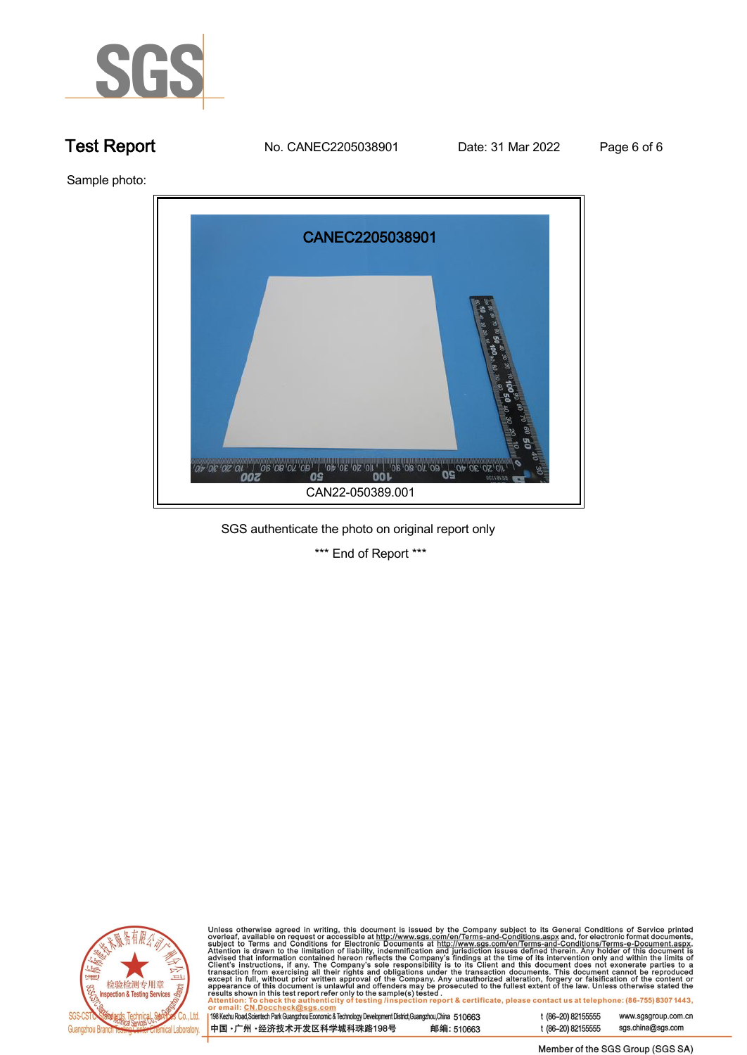Sample photo:

CANEC2205038901

CAN22-050389.001

SGS authenticate the photo on original report only

*** End of Report ***

Unless otherwise agreed in writing, this document is issued by the Company subject to its General Conditions of Service printed overleaf, available on request or accessible at http://www.sgs.com/en/Terms-and-Conditions.aspx and, for electronic format documents, subject to Terms and Conditions for Electronic Documents at http://www.sgs.com/en/Terms-and-Conditions/Terms-e-Document.aspx. Attention is drawn to the limitation of liability, indemnification and jurisdiction issues defined therein. Any holder of this document is advised that information contained hereon reflects the Company's findings at the time of its intervention only and within the limits of Client's instructions, if any. The Company's sole responsibility is to its Client and this document does not exonerate parties to a transaction from exercising all their rights and obligations under the transaction documents. This document cannot be reproduced except in full, without prior written approval of the Company. Any unauthorized alteration, forgery or falsification of the content or appearance of this document is unlawful and offenders may be prosecuted to the fullest extent of the law. Unless otherwise stated the results shown in this test report refer only to the sample(s) tested.
Attention: To check the authenticity of testing /inspection report & certificate, please contact us at telephone: (86-755) 8307 1443, or email: CN.Doccheck@sgs.com